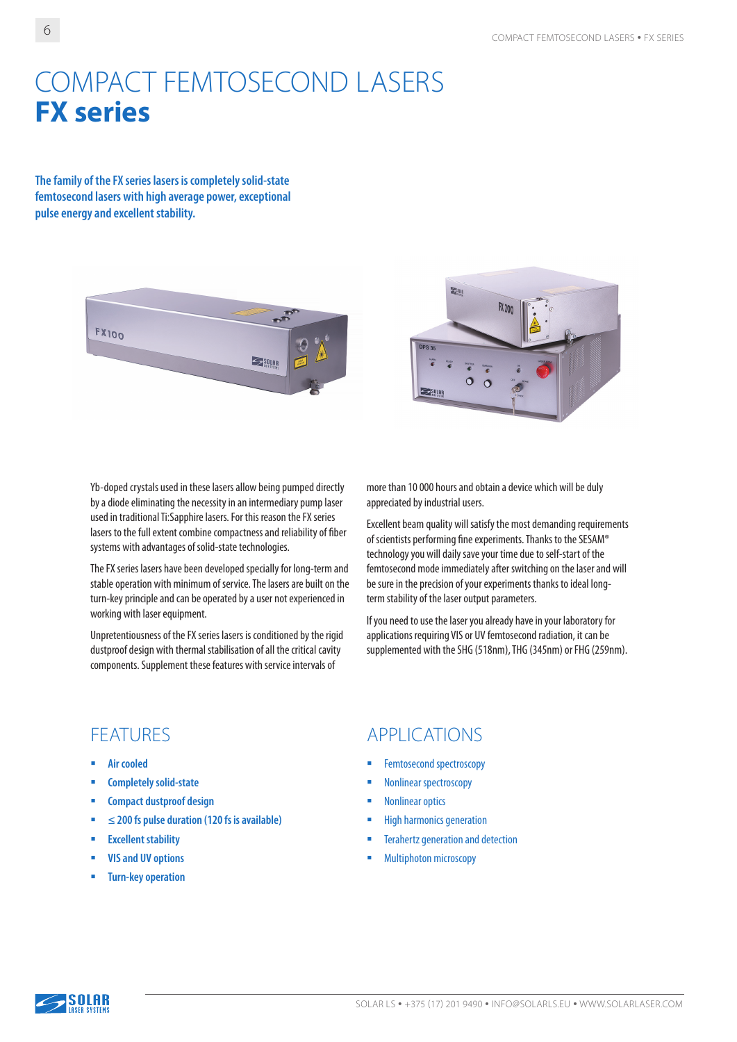# COMPACT FEMTOSECOND LASERS
# **FX series**

**The family of the FX series lasers is completely solid-state femtosecond lasers with high average power, exceptional pulse energy and excellent stability.**

Yb-doped crystals used in these lasers allow being pumped directly by a diode eliminating the necessity in an intermediary pump laser used in traditional Ti:Sapphire lasers. For this reason the FX series lasers to the full extent combine compactness and reliability of fiber systems with advantages of solid-state technologies.

The FX series lasers have been developed specially for long-term and stable operation with minimum of service. The lasers are built on the turn-key principle and can be operated by a user not experienced in working with laser equipment.

Unpretentiousness of the FX series lasers is conditioned by the rigid dustproof design with thermal stabilisation of all the critical cavity components. Supplement these features with service intervals of more than 10 000 hours and obtain a device which will be duly appreciated by industrial users.

Excellent beam quality will satisfy the most demanding requirements of scientists performing fine experiments. Thanks to the SESAM® technology you will daily save your time due to self-start of the femtosecond mode immediately after switching on the laser and will be sure in the precision of your experiments thanks to ideal long-term stability of the laser output parameters.

If you need to use the laser you already have in your laboratory for applications requiring VIS or UV femtosecond radiation, it can be supplemented with the SHG (518nm), THG (345nm) or FHG (259nm).

## FEATURES

- Air cooled
- Completely solid-state
- Compact dustproof design
- ≤ 200 fs pulse duration (120 fs is available)
- Excellent stability
- VIS and UV options
- Turn-key operation

## APPLICATIONS

- Femtosecond spectroscopy
- Nonlinear spectroscopy
- Nonlinear optics
- High harmonics generation
- Terahertz generation and detection
- Multiphoton microscopy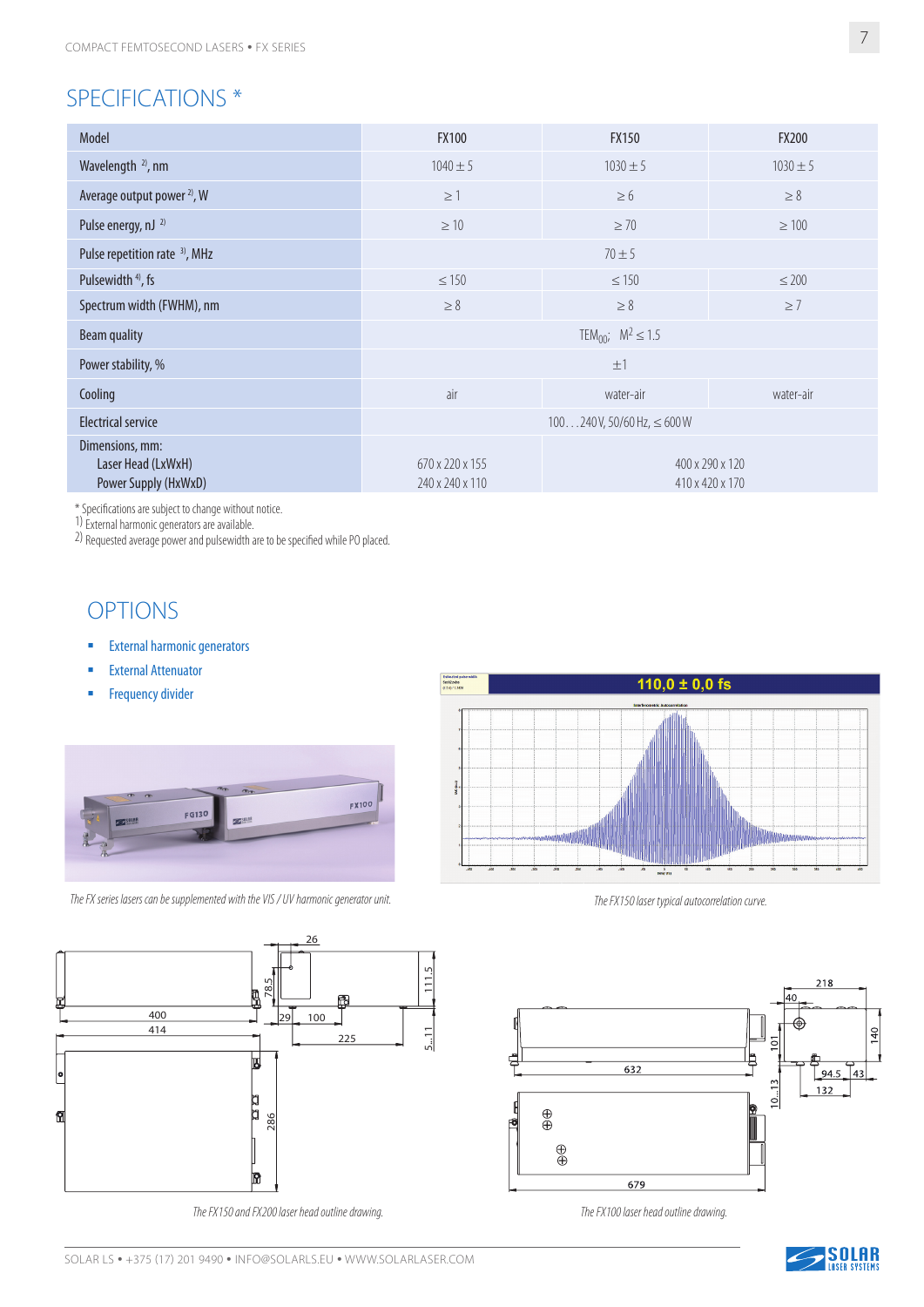## SPECIFICATIONS *

| Model | FX100 | FX150 | FX200 |
|---|---|---|---|
| Wavelength [2], nm | 1040 ± 5 | 1030 ± 5 | 1030 ± 5 |
| Average output power [2], W | ≥ 1 | ≥ 6 | ≥ 8 |
| Pulse energy, nJ [2] | ≥ 10 | ≥ 70 | ≥ 100 |
| Pulse repetition rate [3], MHz | 70 ± 5 | | |
| Pulsewidth [4], fs | ≤ 150 | ≤ 150 | ≤ 200 |
| Spectrum width (FWHM), nm | ≥ 8 | ≥ 8 | ≥ 7 |
| Beam quality | $TEM_{00}$; $M^2 \leq 1.5$ | | |
| Power stability, % | ±1 | | |
| Cooling | air | water-air | water-air |
| Electrical service | 100…240 V, 50/60 Hz, ≤ 600 W | | |
| Dimensions, mm:<br>Laser Head (LxWxH)<br>Power Supply (HxWxD) | <br>670 x 220 x 155<br>240 x 240 x 110 | <br>400 x 290 x 120<br>410 x 420 x 170 | |

\* Specifications are subject to change without notice.
1) External harmonic generators are available.
2) Requested average power and pulsewidth are to be specified while PO placed.

## OPTIONS

- External harmonic generators
- External Attenuator
- Frequency divider

*The FX series lasers can be supplemented with the VIS / UV harmonic generator unit.*

110,0 ± 0,0 fs

*The FX150 laser typical autocorrelation curve.*

26
78.5
111.5
400
414
29
100
225
5…11
286

*The FX150 and FX200 laser head outline drawing.*

218
40
101
140
632
94.5
43
132
10…13
679

*The FX100 laser head outline drawing.*

SOLAR LS • +375 (17) 201 9490 • INFO@SOLARLS.EU • WWW.SOLARLASER.COM